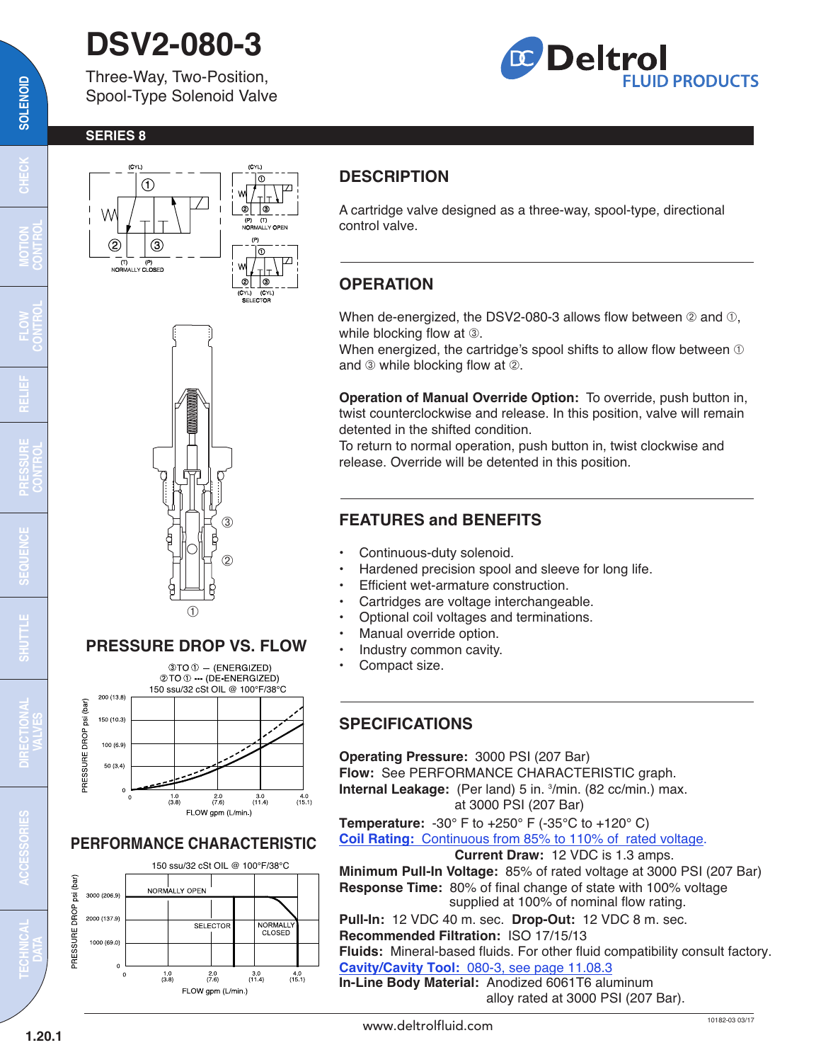# DSV2-080-3

Three-Way, Two-Position, Spool-Type Solenoid Valve

**SERIES 8**

## PRESSURE DROP VS. FLOW

## PERFORMANCE CHARACTERISTIC

## DESCRIPTION

A cartridge valve designed as a three-way, spool-type, directional control valve.

## OPERATION

When de-energized, the DSV2-080-3 allows flow between ② and ①, while blocking flow at ③.
When energized, the cartridge's spool shifts to allow flow between ① and ③ while blocking flow at ②.

**Operation of Manual Override Option:** To override, push button in, twist counterclockwise and release. In this position, valve will remain detented in the shifted condition.
To return to normal operation, push button in, twist clockwise and release. Override will be detented in this position.

## FEATURES and BENEFITS

- Continuous-duty solenoid.
- Hardened precision spool and sleeve for long life.
- Efficient wet-armature construction.
- Cartridges are voltage interchangeable.
- Optional coil voltages and terminations.
- Manual override option.
- Industry common cavity.
- Compact size.

## SPECIFICATIONS

**Operating Pressure:** 3000 PSI (207 Bar)
**Flow:** See PERFORMANCE CHARACTERISTIC graph.
**Internal Leakage:** (Per land) 5 in. $^3$/min. (82 cc/min.) max. at 3000 PSI (207 Bar)
**Temperature:** -30° F to +250° F (-35°C to +120° C)
**Coil Rating:** Continuous from 85% to 110% of rated voltage.
**Current Draw:** 12 VDC is 1.3 amps.
**Minimum Pull-In Voltage:** 85% of rated voltage at 3000 PSI (207 Bar)
**Response Time:** 80% of final change of state with 100% voltage supplied at 100% of nominal flow rating.
**Pull-In:** 12 VDC 40 m. sec. **Drop-Out:** 12 VDC 8 m. sec.
**Recommended Filtration:** ISO 17/15/13
**Fluids:** Mineral-based fluids. For other fluid compatibility consult factory.
**Cavity/Cavity Tool:** 080-3, see page 11.08.3
**In-Line Body Material:** Anodized 6061T6 aluminum alloy rated at 3000 PSI (207 Bar).

www.deltrolfluid.com

10182-03 03/17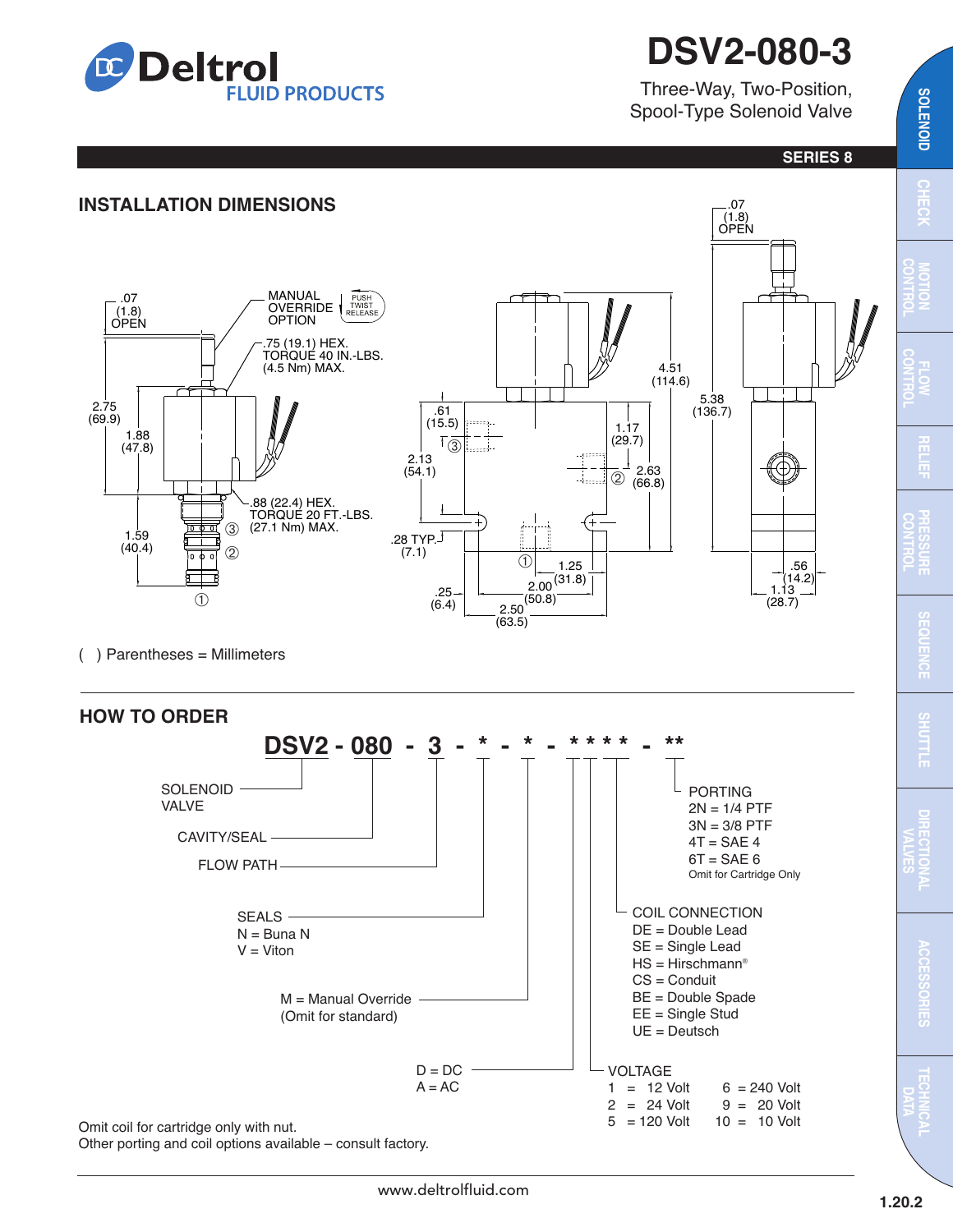# DSV2-080-3

Three-Way, Two-Position, Spool-Type Solenoid Valve

**SERIES 8**

## INSTALLATION DIMENSIONS

.07
(1.8)
OPEN

MANUAL OVERRIDE OPTION

PUSH TWIST RELEASE

.75 (19.1) HEX.
TORQUE 40 IN.-LBS.
(4.5 Nm) MAX.

2.75
(69.9)

1.88
(47.8)

.88 (22.4) HEX.
TORQUE 20 FT.-LBS.
(27.1 Nm) MAX.

1.59
(40.4)

③ ② ①

.61
(15.5)

2.13
(54.1)

.28 TYP.
(7.1)

.25
(6.4)

1.17
(29.7)

2.63
(66.8)

4.51
(114.6)

1.25
(31.8)

2.00
(50.8)

2.50
(63.5)

.07
(1.8)
OPEN

5.38
(136.7)

.56
(14.2)

1.13
(28.7)

( ) Parentheses = Millimeters

## HOW TO ORDER

**DSV2 - 080 - 3 - * - * - * * * * - ****

SOLENOID VALVE

CAVITY/SEAL

FLOW PATH

SEALS
N = Buna N
V = Viton

M = Manual Override
(Omit for standard)

D = DC
A = AC

VOLTAGE

| | |
|---|---|
| 1 = 12 Volt | 6 = 240 Volt |
| 2 = 24 Volt | 9 = 20 Volt |
| 5 = 120 Volt | 10 = 10 Volt |

COIL CONNECTION
DE = Double Lead
SE = Single Lead
HS = Hirschmann®
CS = Conduit
BE = Double Spade
EE = Single Stud
UE = Deutsch

PORTING
2N = 1/4 PTF
3N = 3/8 PTF
4T = SAE 4
6T = SAE 6
Omit for Cartridge Only

Omit coil for cartridge only with nut.
Other porting and coil options available – consult factory.

www.deltrolfluid.com